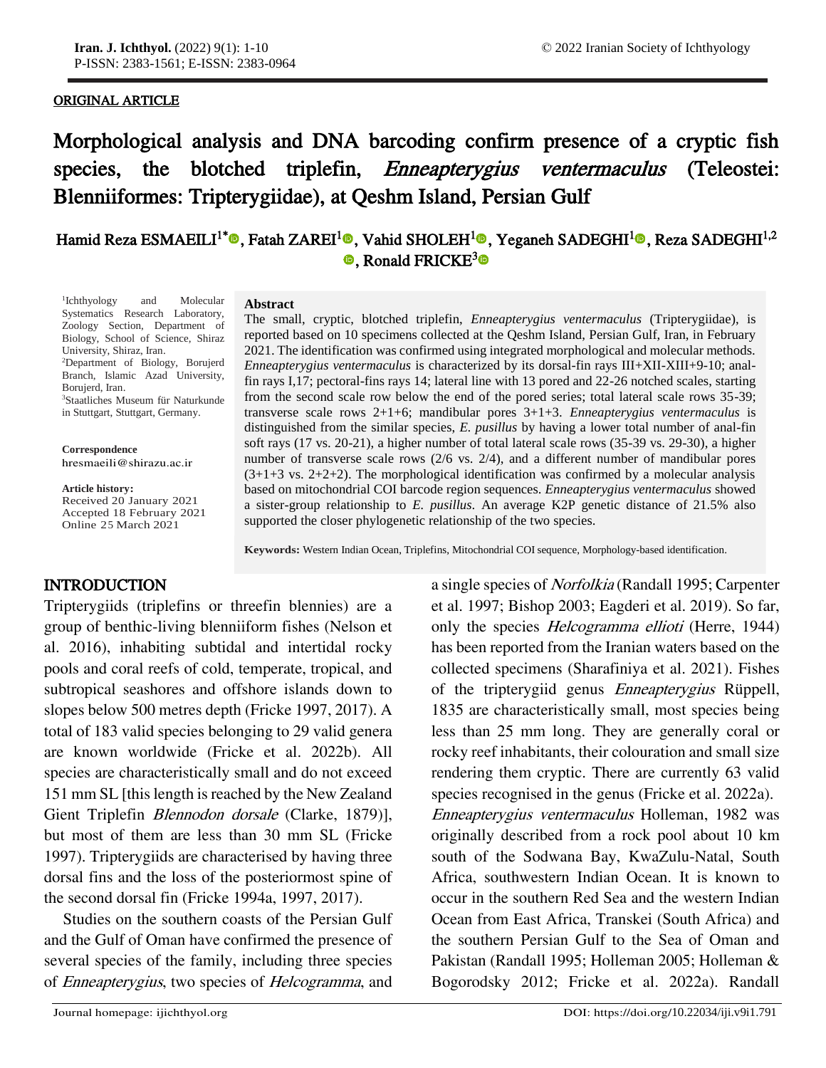ORIGINAL ARTICLE

# Morphological analysis and DNA barcoding confirm presence of a cryptic fish species, the blotched triplefin, *Enneapterygius ventermaculus* (Teleostei: Blenniiformes: Tripterygiidae), at Qeshm Island, Persian Gulf

**Hamid Reza ESMAEILI[1*], Fatah ZAREI[1], Vahid SHOLEH[1], Yeganeh SADEGHI[1], Reza SADEGHI[1,2], Ronald FRICKE[3]**

[1]Ichthyology and Molecular Systematics Research Laboratory, Zoology Section, Department of Biology, School of Science, Shiraz University, Shiraz, Iran.
[2]Department of Biology, Borujerd Branch, Islamic Azad University, Borujerd, Iran.
[3]Staatliches Museum für Naturkunde in Stuttgart, Stuttgart, Germany.

**Correspondence**
hresmaeili@shirazu.ac.ir

**Article history:**
Received 20 January 2021
Accepted 18 February 2021
Online 25 March 2021

**Abstract**

The small, cryptic, blotched triplefin, *Enneapterygius ventermaculus* (Tripterygiidae), is reported based on 10 specimens collected at the Qeshm Island, Persian Gulf, Iran, in February 2021. The identification was confirmed using integrated morphological and molecular methods. *Enneapterygius ventermaculus* is characterized by its dorsal-fin rays III+XII-XIII+9-10; anal-fin rays I,17; pectoral-fins rays 14; lateral line with 13 pored and 22-26 notched scales, starting from the second scale row below the end of the pored series; total lateral scale rows 35-39; transverse scale rows 2+1+6; mandibular pores 3+1+3. *Enneapterygius ventermaculus* is distinguished from the similar species, *E. pusillus* by having a lower total number of anal-fin soft rays (17 vs. 20-21), a higher number of total lateral scale rows (35-39 vs. 29-30), a higher number of transverse scale rows (2/6 vs. 2/4), and a different number of mandibular pores (3+1+3 vs. 2+2+2). The morphological identification was confirmed by a molecular analysis based on mitochondrial COI barcode region sequences. *Enneapterygius ventermaculus* showed a sister-group relationship to *E. pusillus*. An average K2P genetic distance of 21.5% also supported the closer phylogenetic relationship of the two species.

**Keywords:** Western Indian Ocean, Triplefins, Mitochondrial COI sequence, Morphology-based identification.

## INTRODUCTION

Tripterygiids (triplefins or threefin blennies) are a group of benthic-living blenniiform fishes (Nelson et al. 2016), inhabiting subtidal and intertidal rocky pools and coral reefs of cold, temperate, tropical, and subtropical seashores and offshore islands down to slopes below 500 metres depth (Fricke 1997, 2017). A total of 183 valid species belonging to 29 valid genera are known worldwide (Fricke et al. 2022b). All species are characteristically small and do not exceed 151 mm SL [this length is reached by the New Zealand Gient Triplefin *Blennodon dorsale* (Clarke, 1879)], but most of them are less than 30 mm SL (Fricke 1997). Tripterygiids are characterised by having three dorsal fins and the loss of the posteriormost spine of the second dorsal fin (Fricke 1994a, 1997, 2017).

Studies on the southern coasts of the Persian Gulf and the Gulf of Oman have confirmed the presence of several species of the family, including three species of *Enneapterygius*, two species of *Helcogramma*, and a single species of *Norfolkia* (Randall 1995; Carpenter et al. 1997; Bishop 2003; Eagderi et al. 2019). So far, only the species *Helcogramma ellioti* (Herre, 1944) has been reported from the Iranian waters based on the collected specimens (Sharafiniya et al. 2021). Fishes of the tripterygiid genus *Enneapterygius* Rüppell, 1835 are characteristically small, most species being less than 25 mm long. They are generally coral or rocky reef inhabitants, their colouration and small size rendering them cryptic. There are currently 63 valid species recognised in the genus (Fricke et al. 2022a).

*Enneapterygius ventermaculus* Holleman, 1982 was originally described from a rock pool about 10 km south of the Sodwana Bay, KwaZulu-Natal, South Africa, southwestern Indian Ocean. It is known to occur in the southern Red Sea and the western Indian Ocean from East Africa, Transkei (South Africa) and the southern Persian Gulf to the Sea of Oman and Pakistan (Randall 1995; Holleman 2005; Holleman & Bogorodsky 2012; Fricke et al. 2022a). Randall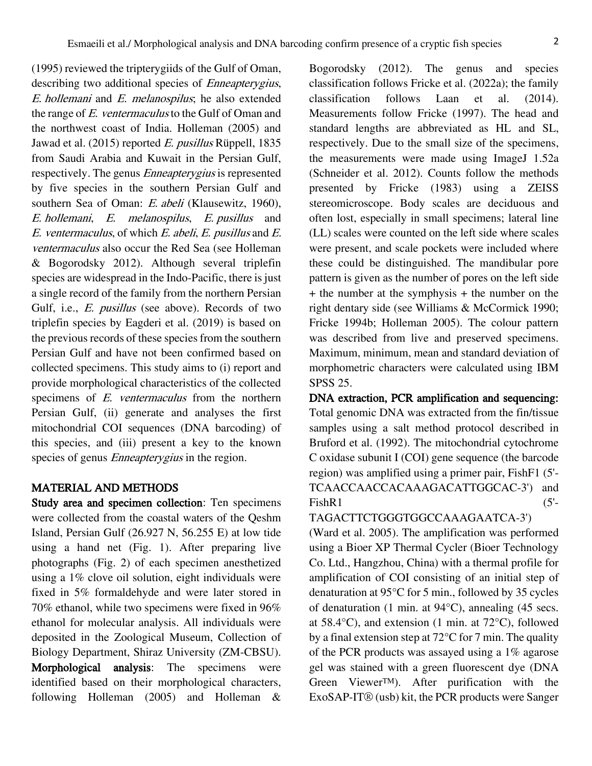(1995) reviewed the tripterygiids of the Gulf of Oman, describing two additional species of *Enneapterygius*, *E. hollemani* and *E. melanospilus*; he also extended the range of *E. ventermaculus* to the Gulf of Oman and the northwest coast of India. Holleman (2005) and Jawad et al. (2015) reported *E. pusillus* Rüppell, 1835 from Saudi Arabia and Kuwait in the Persian Gulf, respectively. The genus *Enneapterygius* is represented by five species in the southern Persian Gulf and southern Sea of Oman: *E. abeli* (Klausewitz, 1960), *E. hollemani*, *E. melanospilus*, *E. pusillus* and *E. ventermaculus*, of which *E. abeli*, *E. pusillus* and *E. ventermaculus* also occur the Red Sea (see Holleman & Bogorodsky 2012). Although several triplefin species are widespread in the Indo-Pacific, there is just a single record of the family from the northern Persian Gulf, i.e., *E. pusillus* (see above). Records of two triplefin species by Eagderi et al. (2019) is based on the previous records of these species from the southern Persian Gulf and have not been confirmed based on collected specimens. This study aims to (i) report and provide morphological characteristics of the collected specimens of *E. ventermaculus* from the northern Persian Gulf, (ii) generate and analyses the first mitochondrial COI sequences (DNA barcoding) of this species, and (iii) present a key to the known species of genus *Enneapterygius* in the region.

## MATERIAL AND METHODS

**Study area and specimen collection**: Ten specimens were collected from the coastal waters of the Qeshm Island, Persian Gulf (26.927 N, 56.255 E) at low tide using a hand net (Fig. 1). After preparing live photographs (Fig. 2) of each specimen anesthetized using a 1% clove oil solution, eight individuals were fixed in 5% formaldehyde and were later stored in 70% ethanol, while two specimens were fixed in 96% ethanol for molecular analysis. All individuals were deposited in the Zoological Museum, Collection of Biology Department, Shiraz University (ZM-CBSU).

**Morphological analysis**: The specimens were identified based on their morphological characters, following Holleman (2005) and Holleman & Bogorodsky (2012). The genus and species classification follows Fricke et al. (2022a); the family classification follows Laan et al. (2014). Measurements follow Fricke (1997). The head and standard lengths are abbreviated as HL and SL, respectively. Due to the small size of the specimens, the measurements were made using ImageJ 1.52a (Schneider et al. 2012). Counts follow the methods presented by Fricke (1983) using a ZEISS stereomicroscope. Body scales are deciduous and often lost, especially in small specimens; lateral line (LL) scales were counted on the left side where scales were present, and scale pockets were included where these could be distinguished. The mandibular pore pattern is given as the number of pores on the left side + the number at the symphysis + the number on the right dentary side (see Williams & McCormick 1990; Fricke 1994b; Holleman 2005). The colour pattern was described from live and preserved specimens. Maximum, minimum, mean and standard deviation of morphometric characters were calculated using IBM SPSS 25.

**DNA extraction, PCR amplification and sequencing:** Total genomic DNA was extracted from the fin/tissue samples using a salt method protocol described in Bruford et al. (1992). The mitochondrial cytochrome C oxidase subunit I (COI) gene sequence (the barcode region) was amplified using a primer pair, FishF1 (5'-TCAACCAACCACAAAGACATTGGCAC-3') and FishR1 (5'-TAGACTTCTGGGTGGCCAAAGAATCA-3') (Ward et al. 2005). The amplification was performed using a Bioer XP Thermal Cycler (Bioer Technology Co. Ltd., Hangzhou, China) with a thermal profile for amplification of COI consisting of an initial step of denaturation at 95°C for 5 min., followed by 35 cycles of denaturation (1 min. at 94°C), annealing (45 secs. at 58.4°C), and extension (1 min. at 72°C), followed by a final extension step at 72°C for 7 min. The quality of the PCR products was assayed using a 1% agarose gel was stained with a green fluorescent dye (DNA Green Viewer™). After purification with the ExoSAP-IT® (usb) kit, the PCR products were Sanger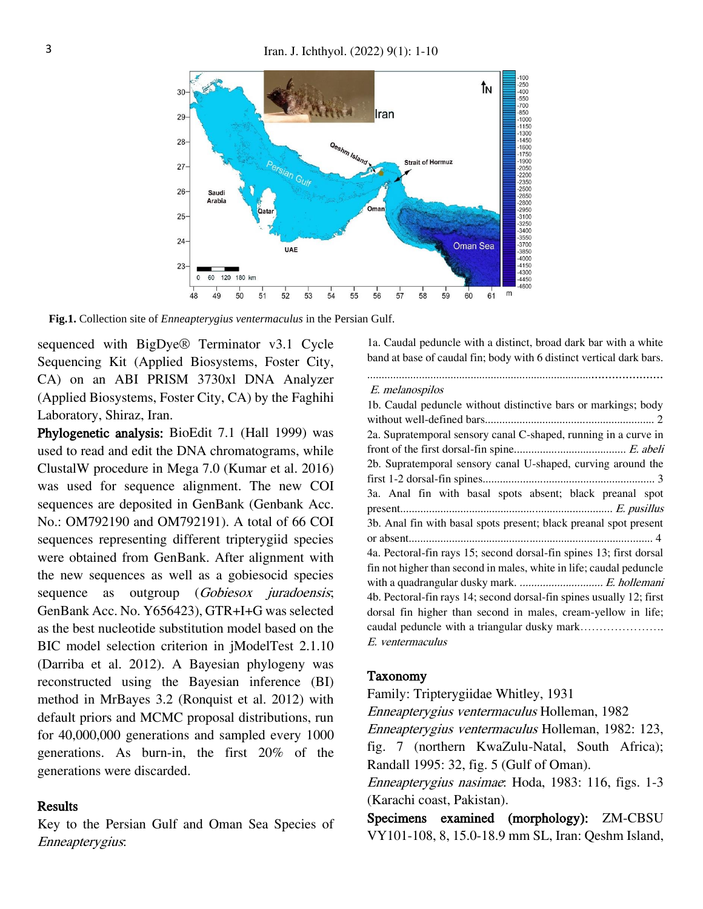**Fig.1.** Collection site of *Enneapterygius ventermaculus* in the Persian Gulf.

sequenced with BigDye® Terminator v3.1 Cycle Sequencing Kit (Applied Biosystems, Foster City, CA) on an ABI PRISM 3730xl DNA Analyzer (Applied Biosystems, Foster City, CA) by the Faghihi Laboratory, Shiraz, Iran.

**Phylogenetic analysis:** BioEdit 7.1 (Hall 1999) was used to read and edit the DNA chromatograms, while ClustalW procedure in Mega 7.0 (Kumar et al. 2016) was used for sequence alignment. The new COI sequences are deposited in GenBank (Genbank Acc. No.: OM792190 and OM792191). A total of 66 COI sequences representing different tripterygiid species were obtained from GenBank. After alignment with the new sequences as well as a gobiesocid species sequence as outgroup (*Gobiesox juradoensis*; GenBank Acc. No. Y656423), GTR+I+G was selected as the best nucleotide substitution model based on the BIC model selection criterion in jModelTest 2.1.10 (Darriba et al. 2012). A Bayesian phylogeny was reconstructed using the Bayesian inference (BI) method in MrBayes 3.2 (Ronquist et al. 2012) with default priors and MCMC proposal distributions, run for 40,000,000 generations and sampled every 1000 generations. As burn-in, the first 20% of the generations were discarded.

## Results

Key to the Persian Gulf and Oman Sea Species of *Enneapterygius*:

1a. Caudal peduncle with a distinct, broad dark bar with a white band at base of caudal fin; body with 6 distinct vertical dark bars. ........................................................................................................ *E. melanospilos*

1b. Caudal peduncle without distinctive bars or markings; body without well-defined bars.......................................................... 2

2a. Supratemporal sensory canal C-shaped, running in a curve in front of the first dorsal-fin spine...................................... *E. abeli*

2b. Supratemporal sensory canal U-shaped, curving around the first 1-2 dorsal-fin spines........................................................... 3

3a. Anal fin with basal spots absent; black preanal spot present......................................................................... *E. pusillus*

3b. Anal fin with basal spots present; black preanal spot present or absent.................................................................................... 4

4a. Pectoral-fin rays 15; second dorsal-fin spines 13; first dorsal fin not higher than second in males, white in life; caudal peduncle with a quadrangular dusky mark. ............................ *E. hollemani*

4b. Pectoral-fin rays 14; second dorsal-fin spines usually 12; first dorsal fin higher than second in males, cream-yellow in life; caudal peduncle with a triangular dusky mark…………………. *E. ventermaculus*

## Taxonomy

Family: Tripterygiidae Whitley, 1931

*Enneapterygius ventermaculus* Holleman, 1982

*Enneapterygius ventermaculus* Holleman, 1982: 123, fig. 7 (northern KwaZulu-Natal, South Africa); Randall 1995: 32, fig. 5 (Gulf of Oman).

*Enneapterygius nasimae*: Hoda, 1983: 116, figs. 1-3 (Karachi coast, Pakistan).

**Specimens examined (morphology):** ZM-CBSU VY101-108, 8, 15.0-18.9 mm SL, Iran: Qeshm Island,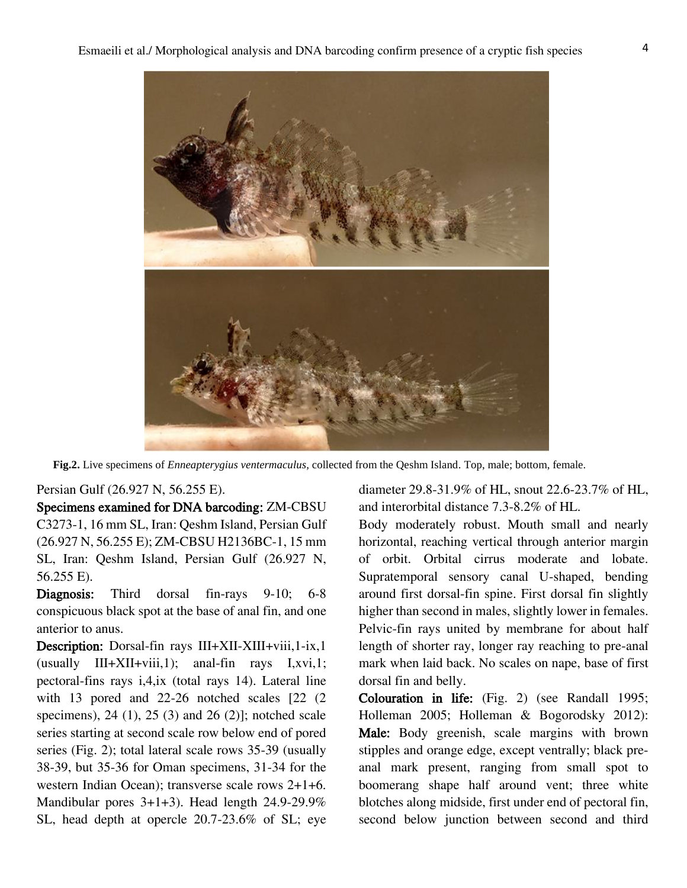**Fig.2.** Live specimens of *Enneapterygius ventermaculus,* collected from the Qeshm Island. Top, male; bottom, female.

Persian Gulf (26.927 N, 56.255 E).

**Specimens examined for DNA barcoding:** ZM-CBSU C3273-1, 16 mm SL, Iran: Qeshm Island, Persian Gulf (26.927 N, 56.255 E); ZM-CBSU H2136BC-1, 15 mm SL, Iran: Qeshm Island, Persian Gulf (26.927 N, 56.255 E).

**Diagnosis:** Third dorsal fin-rays 9-10; 6-8 conspicuous black spot at the base of anal fin, and one anterior to anus.

**Description:** Dorsal-fin rays III+XII-XIII+viii,1-ix,1 (usually III+XII+viii,1); anal-fin rays I,xvi,1; pectoral-fins rays i,4,ix (total rays 14). Lateral line with 13 pored and 22-26 notched scales [22 (2 specimens), 24 (1), 25 (3) and 26 (2)]; notched scale series starting at second scale row below end of pored series (Fig. 2); total lateral scale rows 35-39 (usually 38-39, but 35-36 for Oman specimens, 31-34 for the western Indian Ocean); transverse scale rows 2+1+6. Mandibular pores 3+1+3). Head length 24.9-29.9% SL, head depth at opercle 20.7-23.6% of SL; eye diameter 29.8-31.9% of HL, snout 22.6-23.7% of HL, and interorbital distance 7.3-8.2% of HL.

Body moderately robust. Mouth small and nearly horizontal, reaching vertical through anterior margin of orbit. Orbital cirrus moderate and lobate. Supratemporal sensory canal U-shaped, bending around first dorsal-fin spine. First dorsal fin slightly higher than second in males, slightly lower in females. Pelvic-fin rays united by membrane for about half length of shorter ray, longer ray reaching to pre-anal mark when laid back. No scales on nape, base of first dorsal fin and belly.

**Colouration in life:** (Fig. 2) (see Randall 1995; Holleman 2005; Holleman & Bogorodsky 2012): **Male:** Body greenish, scale margins with brown stipples and orange edge, except ventrally; black pre-anal mark present, ranging from small spot to boomerang shape half around vent; three white blotches along midside, first under end of pectoral fin, second below junction between second and third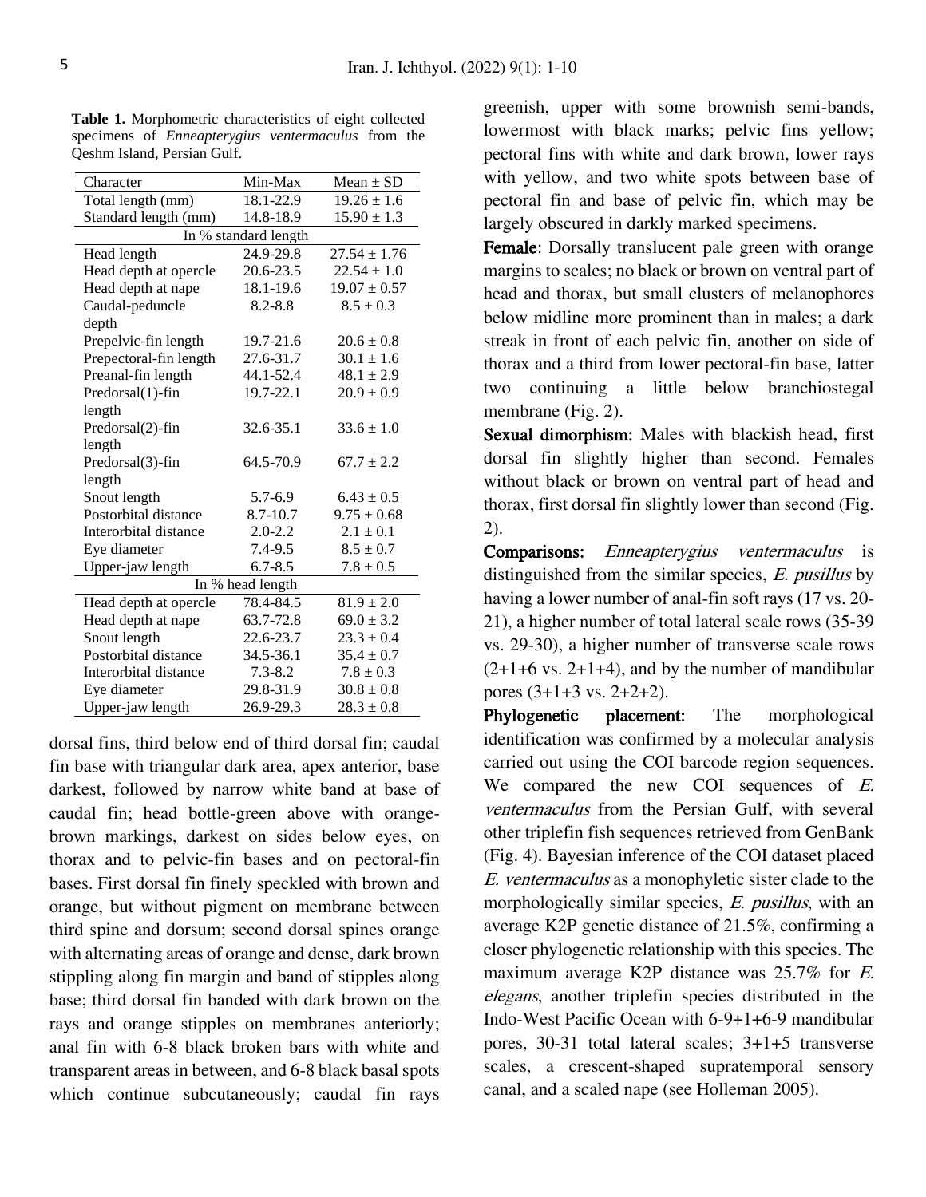**Table 1.** Morphometric characteristics of eight collected specimens of *Enneapterygius ventermaculus* from the Qeshm Island, Persian Gulf.

| Character | Min-Max | Mean ± SD |
|---|---|---|
| Total length (mm) | 18.1-22.9 | 19.26 ± 1.6 |
| Standard length (mm) | 14.8-18.9 | 15.90 ± 1.3 |
| In % standard length | | |
| Head length | 24.9-29.8 | 27.54 ± 1.76 |
| Head depth at opercle | 20.6-23.5 | 22.54 ± 1.0 |
| Head depth at nape | 18.1-19.6 | 19.07 ± 0.57 |
| Caudal-peduncle depth | 8.2-8.8 | 8.5 ± 0.3 |
| Prepelvic-fin length | 19.7-21.6 | 20.6 ± 0.8 |
| Prepectoral-fin length | 27.6-31.7 | 30.1 ± 1.6 |
| Preanal-fin length | 44.1-52.4 | 48.1 ± 2.9 |
| Predorsal(1)-fin length | 19.7-22.1 | 20.9 ± 0.9 |
| Predorsal(2)-fin length | 32.6-35.1 | 33.6 ± 1.0 |
| Predorsal(3)-fin length | 64.5-70.9 | 67.7 ± 2.2 |
| Snout length | 5.7-6.9 | 6.43 ± 0.5 |
| Postorbital distance | 8.7-10.7 | 9.75 ± 0.68 |
| Interorbital distance | 2.0-2.2 | 2.1 ± 0.1 |
| Eye diameter | 7.4-9.5 | 8.5 ± 0.7 |
| Upper-jaw length | 6.7-8.5 | 7.8 ± 0.5 |
| In % head length | | |
| Head depth at opercle | 78.4-84.5 | 81.9 ± 2.0 |
| Head depth at nape | 63.7-72.8 | 69.0 ± 3.2 |
| Snout length | 22.6-23.7 | 23.3 ± 0.4 |
| Postorbital distance | 34.5-36.1 | 35.4 ± 0.7 |
| Interorbital distance | 7.3-8.2 | 7.8 ± 0.3 |
| Eye diameter | 29.8-31.9 | 30.8 ± 0.8 |
| Upper-jaw length | 26.9-29.3 | 28.3 ± 0.8 |

dorsal fins, third below end of third dorsal fin; caudal fin base with triangular dark area, apex anterior, base darkest, followed by narrow white band at base of caudal fin; head bottle-green above with orange-brown markings, darkest on sides below eyes, on thorax and to pelvic-fin bases and on pectoral-fin bases. First dorsal fin finely speckled with brown and orange, but without pigment on membrane between third spine and dorsum; second dorsal spines orange with alternating areas of orange and dense, dark brown stippling along fin margin and band of stipples along base; third dorsal fin banded with dark brown on the rays and orange stipples on membranes anteriorly; anal fin with 6-8 black broken bars with white and transparent areas in between, and 6-8 black basal spots which continue subcutaneously; caudal fin rays greenish, upper with some brownish semi-bands, lowermost with black marks; pelvic fins yellow; pectoral fins with white and dark brown, lower rays with yellow, and two white spots between base of pectoral fin and base of pelvic fin, which may be largely obscured in darkly marked specimens.

**Female**: Dorsally translucent pale green with orange margins to scales; no black or brown on ventral part of head and thorax, but small clusters of melanophores below midline more prominent than in males; a dark streak in front of each pelvic fin, another on side of thorax and a third from lower pectoral-fin base, latter two continuing a little below branchiostegal membrane (Fig. 2).

**Sexual dimorphism:** Males with blackish head, first dorsal fin slightly higher than second. Females without black or brown on ventral part of head and thorax, first dorsal fin slightly lower than second (Fig. 2).

**Comparisons:** *Enneapterygius ventermaculus* is distinguished from the similar species, *E. pusillus* by having a lower number of anal-fin soft rays (17 vs. 20-21), a higher number of total lateral scale rows (35-39 vs. 29-30), a higher number of transverse scale rows (2+1+6 vs. 2+1+4), and by the number of mandibular pores (3+1+3 vs. 2+2+2).

**Phylogenetic placement:** The morphological identification was confirmed by a molecular analysis carried out using the COI barcode region sequences. We compared the new COI sequences of *E. ventermaculus* from the Persian Gulf, with several other triplefin fish sequences retrieved from GenBank (Fig. 4). Bayesian inference of the COI dataset placed *E. ventermaculus* as a monophyletic sister clade to the morphologically similar species, *E. pusillus*, with an average K2P genetic distance of 21.5%, confirming a closer phylogenetic relationship with this species. The maximum average K2P distance was 25.7% for *E. elegans*, another triplefin species distributed in the Indo-West Pacific Ocean with 6-9+1+6-9 mandibular pores, 30-31 total lateral scales; 3+1+5 transverse scales, a crescent-shaped supratemporal sensory canal, and a scaled nape (see Holleman 2005).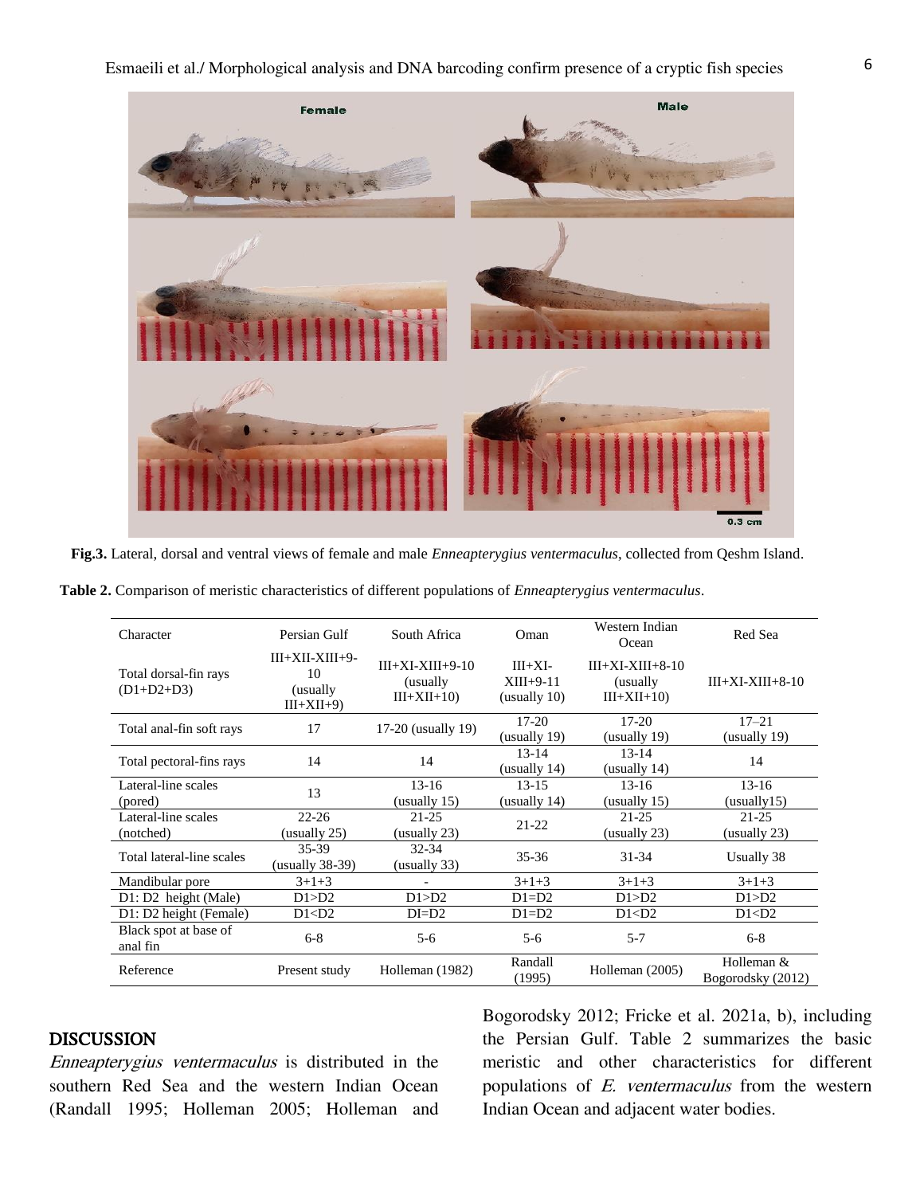**Fig.3.** Lateral, dorsal and ventral views of female and male *Enneapterygius ventermaculus*, collected from Qeshm Island.

**Table 2.** Comparison of meristic characteristics of different populations of *Enneapterygius ventermaculus*.

| Character | Persian Gulf | South Africa | Oman | Western Indian Ocean | Red Sea |
|---|---|---|---|---|---|
| Total dorsal-fin rays (D1+D2+D3) | III+XII-XIII+9-10 (usually III+XII+9) | III+XI-XIII+9-10 (usually III+XII+10) | III+XI-XIII+9-11 (usually 10) | III+XI-XIII+8-10 (usually III+XII+10) | III+XI-XIII+8-10 |
| Total anal-fin soft rays | 17 | 17-20 (usually 19) | 17-20 (usually 19) | 17-20 (usually 19) | 17–21 (usually 19) |
| Total pectoral-fins rays | 14 | 14 | 13-14 (usually 14) | 13-14 (usually 14) | 14 |
| Lateral-line scales (pored) | 13 | 13-16 (usually 15) | 13-15 (usually 14) | 13-16 (usually 15) | 13-16 (usually15) |
| Lateral-line scales (notched) | 22-26 (usually 25) | 21-25 (usually 23) | 21-22 | 21-25 (usually 23) | 21-25 (usually 23) |
| Total lateral-line scales | 35-39 (usually 38-39) | 32-34 (usually 33) | 35-36 | 31-34 | Usually 38 |
| Mandibular pore | 3+1+3 | - | 3+1+3 | 3+1+3 | 3+1+3 |
| D1: D2 height (Male) | D1>D2 | D1>D2 | D1=D2 | D1>D2 | D1>D2 |
| D1: D2 height (Female) | D1<D2 | DI=D2 | D1=D2 | D1<D2 | D1<D2 |
| Black spot at base of anal fin | 6-8 | 5-6 | 5-6 | 5-7 | 6-8 |
| Reference | Present study | Holleman (1982) | Randall (1995) | Holleman (2005) | Holleman & Bogorodsky (2012) |

## DISCUSSION

*Enneapterygius ventermaculus* is distributed in the southern Red Sea and the western Indian Ocean (Randall 1995; Holleman 2005; Holleman and Bogorodsky 2012; Fricke et al. 2021a, b), including the Persian Gulf. Table 2 summarizes the basic meristic and other characteristics for different populations of *E. ventermaculus* from the western Indian Ocean and adjacent water bodies.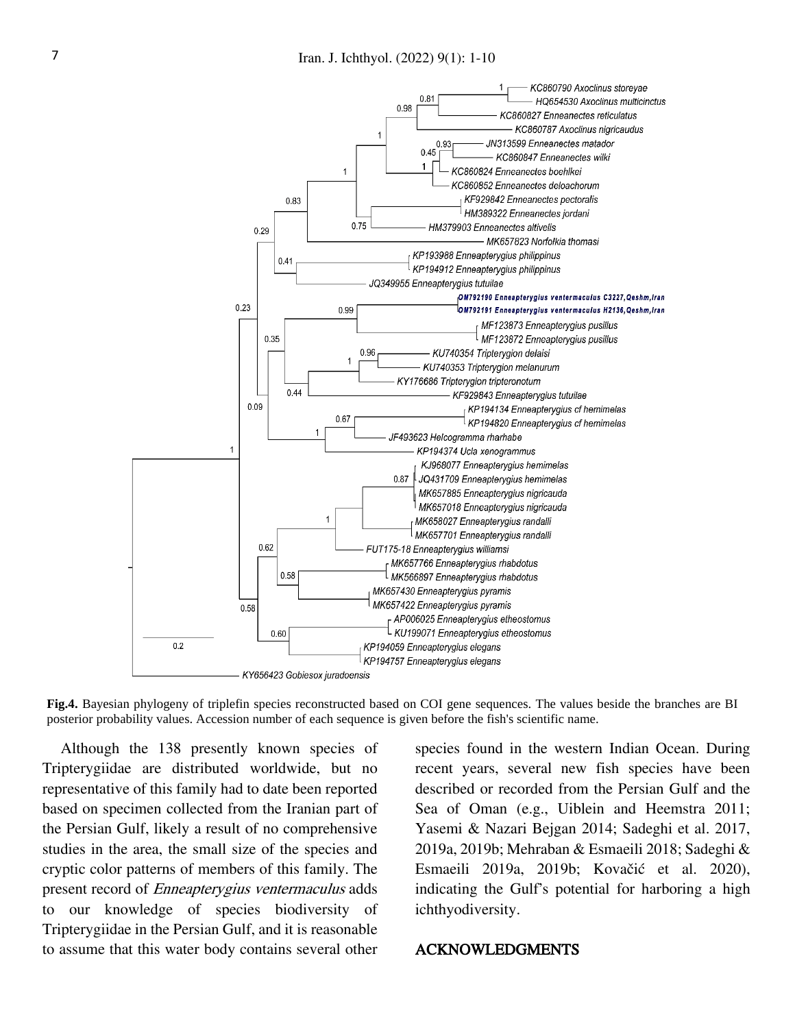**Fig.4.** Bayesian phylogeny of triplefin species reconstructed based on COI gene sequences. The values beside the branches are BI posterior probability values. Accession number of each sequence is given before the fish's scientific name.

Although the 138 presently known species of Tripterygiidae are distributed worldwide, but no representative of this family had to date been reported based on specimen collected from the Iranian part of the Persian Gulf, likely a result of no comprehensive studies in the area, the small size of the species and cryptic color patterns of members of this family. The present record of *Enneapterygius ventermaculus* adds to our knowledge of species biodiversity of Tripterygiidae in the Persian Gulf, and it is reasonable to assume that this water body contains several other species found in the western Indian Ocean. During recent years, several new fish species have been described or recorded from the Persian Gulf and the Sea of Oman (e.g., Uiblein and Heemstra 2011; Yasemi & Nazari Bejgan 2014; Sadeghi et al. 2017, 2019a, 2019b; Mehraban & Esmaeili 2018; Sadeghi & Esmaeili 2019a, 2019b; Kovačić et al. 2020), indicating the Gulf's potential for harboring a high ichthyodiversity.

## ACKNOWLEDGMENTS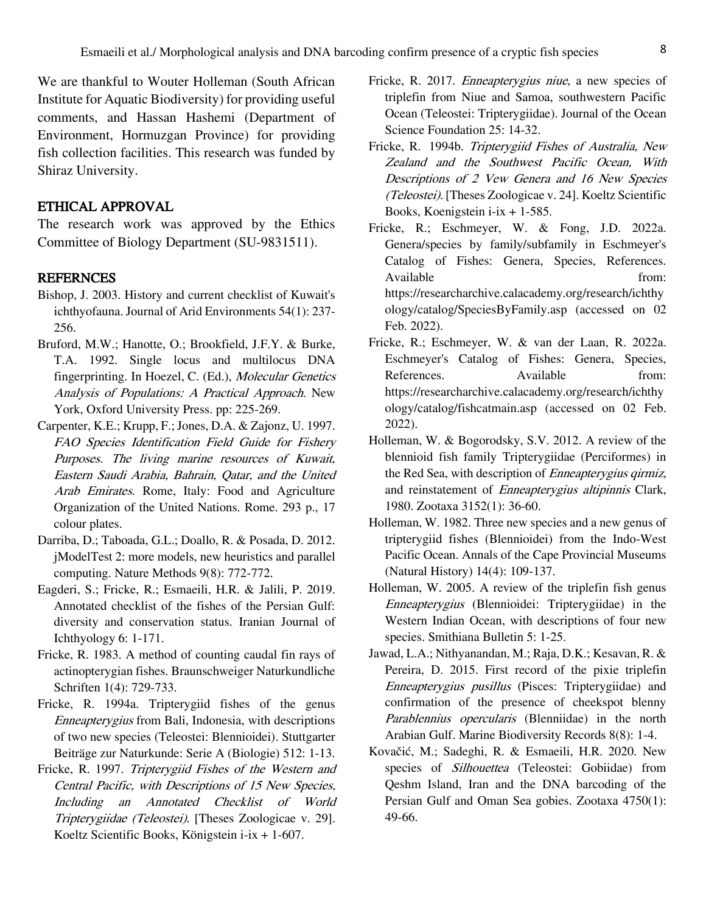We are thankful to Wouter Holleman (South African Institute for Aquatic Biodiversity) for providing useful comments, and Hassan Hashemi (Department of Environment, Hormuzgan Province) for providing fish collection facilities. This research was funded by Shiraz University.

## ETHICAL APPROVAL

The research work was approved by the Ethics Committee of Biology Department (SU-9831511).

## REFERNCES

Bishop, J. 2003. History and current checklist of Kuwait's ichthyofauna. Journal of Arid Environments 54(1): 237-256.

Bruford, M.W.; Hanotte, O.; Brookfield, J.F.Y. & Burke, T.A. 1992. Single locus and multilocus DNA fingerprinting. In Hoezel, C. (Ed.), *Molecular Genetics Analysis of Populations: A Practical Approach*. New York, Oxford University Press. pp: 225-269.

Carpenter, K.E.; Krupp, F.; Jones, D.A. & Zajonz, U. 1997. *FAO Species Identification Field Guide for Fishery Purposes. The living marine resources of Kuwait, Eastern Saudi Arabia, Bahrain, Qatar, and the United Arab Emirates*. Rome, Italy: Food and Agriculture Organization of the United Nations. Rome. 293 p., 17 colour plates.

Darriba, D.; Taboada, G.L.; Doallo, R. & Posada, D. 2012. jModelTest 2: more models, new heuristics and parallel computing. Nature Methods 9(8): 772-772.

Eagderi, S.; Fricke, R.; Esmaeili, H.R. & Jalili, P. 2019. Annotated checklist of the fishes of the Persian Gulf: diversity and conservation status. Iranian Journal of Ichthyology 6: 1-171.

Fricke, R. 1983. A method of counting caudal fin rays of actinopterygian fishes. Braunschweiger Naturkundliche Schriften 1(4): 729-733.

Fricke, R. 1994a. Tripterygiid fishes of the genus *Enneapterygius* from Bali, Indonesia, with descriptions of two new species (Teleostei: Blennioidei). Stuttgarter Beiträge zur Naturkunde: Serie A (Biologie) 512: 1-13.

Fricke, R. 1997. *Tripterygiid Fishes of the Western and Central Pacific, with Descriptions of 15 New Species, Including an Annotated Checklist of World Tripterygiidae (Teleostei)*. [Theses Zoologicae v. 29]. Koeltz Scientific Books, Königstein i-ix + 1-607.

Fricke, R. 2017. *Enneapterygius niue*, a new species of triplefin from Niue and Samoa, southwestern Pacific Ocean (Teleostei: Tripterygiidae). Journal of the Ocean Science Foundation 25: 14-32.

Fricke, R. 1994b. *Tripterygiid Fishes of Australia, New Zealand and the Southwest Pacific Ocean, With Descriptions of 2 Vew Genera and 16 New Species (Teleostei)*. [Theses Zoologicae v. 24]. Koeltz Scientific Books, Koenigstein i-ix + 1-585.

Fricke, R.; Eschmeyer, W. & Fong, J.D. 2022a. Genera/species by family/subfamily in Eschmeyer's Catalog of Fishes: Genera, Species, References. Available from: https://researcharchive.calacademy.org/research/ichthyology/catalog/SpeciesByFamily.asp (accessed on 02 Feb. 2022).

Fricke, R.; Eschmeyer, W. & van der Laan, R. 2022a. Eschmeyer's Catalog of Fishes: Genera, Species, References. Available from: https://researcharchive.calacademy.org/research/ichthyology/catalog/fishcatmain.asp (accessed on 02 Feb. 2022).

Holleman, W. & Bogorodsky, S.V. 2012. A review of the blennioid fish family Tripterygiidae (Perciformes) in the Red Sea, with description of *Enneapterygius qirmiz*, and reinstatement of *Enneapterygius altipinnis* Clark, 1980. Zootaxa 3152(1): 36-60.

Holleman, W. 1982. Three new species and a new genus of tripterygiid fishes (Blennioidei) from the Indo-West Pacific Ocean. Annals of the Cape Provincial Museums (Natural History) 14(4): 109-137.

Holleman, W. 2005. A review of the triplefin fish genus *Enneapterygius* (Blennioidei: Tripterygiidae) in the Western Indian Ocean, with descriptions of four new species. Smithiana Bulletin 5: 1-25.

Jawad, L.A.; Nithyanandan, M.; Raja, D.K.; Kesavan, R. & Pereira, D. 2015. First record of the pixie triplefin *Enneapterygius pusillus* (Pisces: Tripterygiidae) and confirmation of the presence of cheekspot blenny *Parablennius opercularis* (Blenniidae) in the north Arabian Gulf. Marine Biodiversity Records 8(8): 1-4.

Kovačić, M.; Sadeghi, R. & Esmaeili, H.R. 2020. New species of *Silhouettea* (Teleostei: Gobiidae) from Qeshm Island, Iran and the DNA barcoding of the Persian Gulf and Oman Sea gobies. Zootaxa 4750(1): 49-66.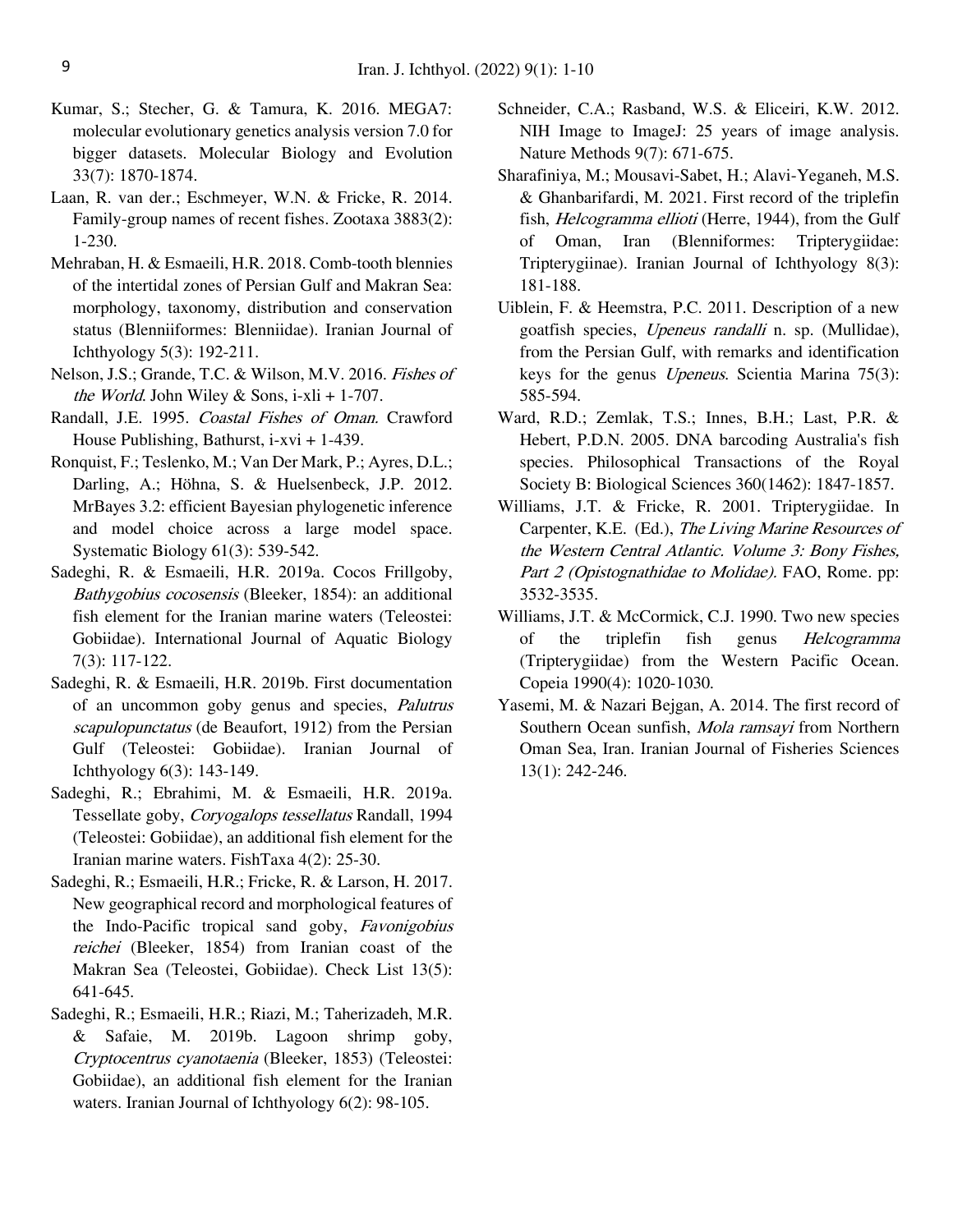Kumar, S.; Stecher, G. & Tamura, K. 2016. MEGA7: molecular evolutionary genetics analysis version 7.0 for bigger datasets. Molecular Biology and Evolution 33(7): 1870-1874.

Laan, R. van der.; Eschmeyer, W.N. & Fricke, R. 2014. Family-group names of recent fishes. Zootaxa 3883(2): 1-230.

Mehraban, H. & Esmaeili, H.R. 2018. Comb-tooth blennies of the intertidal zones of Persian Gulf and Makran Sea: morphology, taxonomy, distribution and conservation status (Blenniiformes: Blenniidae). Iranian Journal of Ichthyology 5(3): 192-211.

Nelson, J.S.; Grande, T.C. & Wilson, M.V. 2016. *Fishes of the World*. John Wiley & Sons, i-xli + 1-707.

Randall, J.E. 1995. *Coastal Fishes of Oman*. Crawford House Publishing, Bathurst, i-xvi + 1-439.

Ronquist, F.; Teslenko, M.; Van Der Mark, P.; Ayres, D.L.; Darling, A.; Höhna, S. & Huelsenbeck, J.P. 2012. MrBayes 3.2: efficient Bayesian phylogenetic inference and model choice across a large model space. Systematic Biology 61(3): 539-542.

Sadeghi, R. & Esmaeili, H.R. 2019a. Cocos Frillgoby, *Bathygobius cocosensis* (Bleeker, 1854): an additional fish element for the Iranian marine waters (Teleostei: Gobiidae). International Journal of Aquatic Biology 7(3): 117-122.

Sadeghi, R. & Esmaeili, H.R. 2019b. First documentation of an uncommon goby genus and species, *Palutrus scapulopunctatus* (de Beaufort, 1912) from the Persian Gulf (Teleostei: Gobiidae). Iranian Journal of Ichthyology 6(3): 143-149.

Sadeghi, R.; Ebrahimi, M. & Esmaeili, H.R. 2019a. Tessellate goby, *Coryogalops tessellatus* Randall, 1994 (Teleostei: Gobiidae), an additional fish element for the Iranian marine waters. FishTaxa 4(2): 25-30.

Sadeghi, R.; Esmaeili, H.R.; Fricke, R. & Larson, H. 2017. New geographical record and morphological features of the Indo-Pacific tropical sand goby, *Favonigobius reichei* (Bleeker, 1854) from Iranian coast of the Makran Sea (Teleostei, Gobiidae). Check List 13(5): 641-645.

Sadeghi, R.; Esmaeili, H.R.; Riazi, M.; Taherizadeh, M.R. & Safaie, M. 2019b. Lagoon shrimp goby, *Cryptocentrus cyanotaenia* (Bleeker, 1853) (Teleostei: Gobiidae), an additional fish element for the Iranian waters. Iranian Journal of Ichthyology 6(2): 98-105.

Schneider, C.A.; Rasband, W.S. & Eliceiri, K.W. 2012. NIH Image to ImageJ: 25 years of image analysis. Nature Methods 9(7): 671-675.

Sharafiniya, M.; Mousavi-Sabet, H.; Alavi-Yeganeh, M.S. & Ghanbarifardi, M. 2021. First record of the triplefin fish, *Helcogramma ellioti* (Herre, 1944), from the Gulf of Oman, Iran (Blenniformes: Tripterygiidae: Tripterygiinae). Iranian Journal of Ichthyology 8(3): 181-188.

Uiblein, F. & Heemstra, P.C. 2011. Description of a new goatfish species, *Upeneus randalli* n. sp. (Mullidae), from the Persian Gulf, with remarks and identification keys for the genus *Upeneus*. Scientia Marina 75(3): 585-594.

Ward, R.D.; Zemlak, T.S.; Innes, B.H.; Last, P.R. & Hebert, P.D.N. 2005. DNA barcoding Australia's fish species. Philosophical Transactions of the Royal Society B: Biological Sciences 360(1462): 1847-1857.

Williams, J.T. & Fricke, R. 2001. Tripterygiidae. In Carpenter, K.E. (Ed.), *The Living Marine Resources of the Western Central Atlantic. Volume 3: Bony Fishes, Part 2 (Opistognathidae to Molidae)*. FAO, Rome. pp: 3532-3535.

Williams, J.T. & McCormick, C.J. 1990. Two new species of the triplefin fish genus *Helcogramma* (Tripterygiidae) from the Western Pacific Ocean. Copeia 1990(4): 1020-1030.

Yasemi, M. & Nazari Bejgan, A. 2014. The first record of Southern Ocean sunfish, *Mola ramsayi* from Northern Oman Sea, Iran. Iranian Journal of Fisheries Sciences 13(1): 242-246.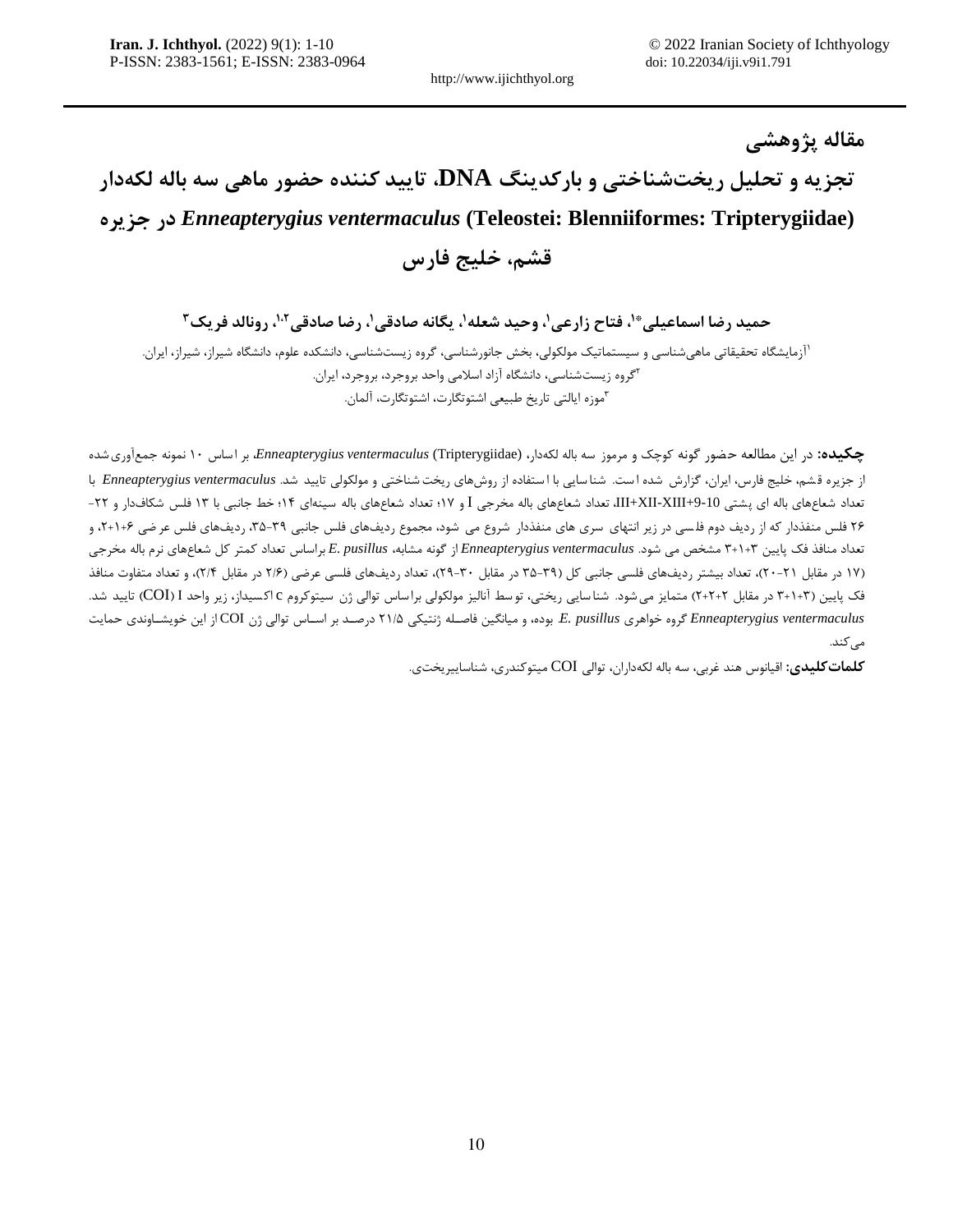مقاله پژوهشی

# تجزیه و تحلیل ریخت‌شناختی و بارکدینگ DNA، تایید کننده حضور ماهی سه باله لکه‌دار *Enneapterygius ventermaculus* (Teleostei: Blenniiformes: Tripterygiidae) در جزیره قشم، خلیج فارس

**حمید رضا اسماعیلی\*[1]، فتاح زارعی[1]، وحید شعله[1]، یگانه صادقی[1]، رضا صادقی[1,2]، رونالد فریک[3]**

[1]آزمایشگاه تحقیقاتی ماهی‌شناسی و سیستماتیک مولکولی، بخش جانورشناسی، گروه زیست‌شناسی، دانشکده علوم، دانشگاه شیراز، شیراز، ایران.

[2]گروه زیست‌شناسی، دانشگاه آزاد اسلامی واحد بروجرد، بروجرد، ایران.

[3]موزه ایالتی تاریخ طبیعی اشتوتگارت، اشتوتگارت، آلمان.

**چکیده:** در این مطالعه حضور گونه کوچک و مرموز سه باله لکه‌دار، *Enneapterygius ventermaculus* (Tripterygiidae)، بر اساس ۱۰ نمونه جمع‌آوری‌شده از جزیره قشم، خلیج فارس، ایران، گزارش شده است. شناسایی با استفاده از روش‌های ریخت‌شناختی و مولکولی تایید شد. *Enneapterygius ventermaculus* با تعداد شعاع‌های باله ای پشتی III+XII-XIII+9-10، تعداد شعاع‌های باله مخرجی I و ۱۷؛ تعداد شعاع‌های باله سینه‌ای ۱۴؛ خط جانبی با ۱۳ فلس شکاف‌دار و ۲۲-۲۶ فلس منفذدار که از ردیف دوم فلسی در زیر انتهای سری های منفذدار شروع می شود، مجموع ردیف‌های فلس جانبی ۳۹-۳۵، ردیف‌های فلس عرضی ۶+۱+۲، و تعداد منافذ فک پایین ۳+۱+۳ مشخص می شود. *Enneapterygius ventermaculus* از گونه مشابه، *E. pusillus* براساس تعداد کمتر کل شعاع‌های نرم باله مخرجی (۱۷ در مقابل ۲۱-۲۰)، تعداد بیشتر ردیف‌های فلسی جانبی کل (۳۹-۳۵ در مقابل ۳۰-۲۹)، تعداد ردیف‌های فلسی عرضی (۲/۶ در مقابل ۲/۴)، و تعداد متفاوت منافذ فک پایین (۳+۱+۳ در مقابل ۲+۲+۲) متمایز می‌شود. شناسایی ریختی، توسط آنالیز مولکولی براساس توالی ژن سیتوکروم c اکسیداز، زیر واحد I (COI) تایید شد. *Enneapterygius ventermaculus* گروه خواهری *E. pusillus* بوده، و میانگین فاصله ژنتیکی ۲۱/۵ درصد بر اساس توالی ژن COI از این خویشاوندی حمایت می‌کند.

**کلمات‌کلیدی:** اقیانوس هند غربی، سه باله لکه‌داران، توالی COI میتوکندری، شناساییریختی.